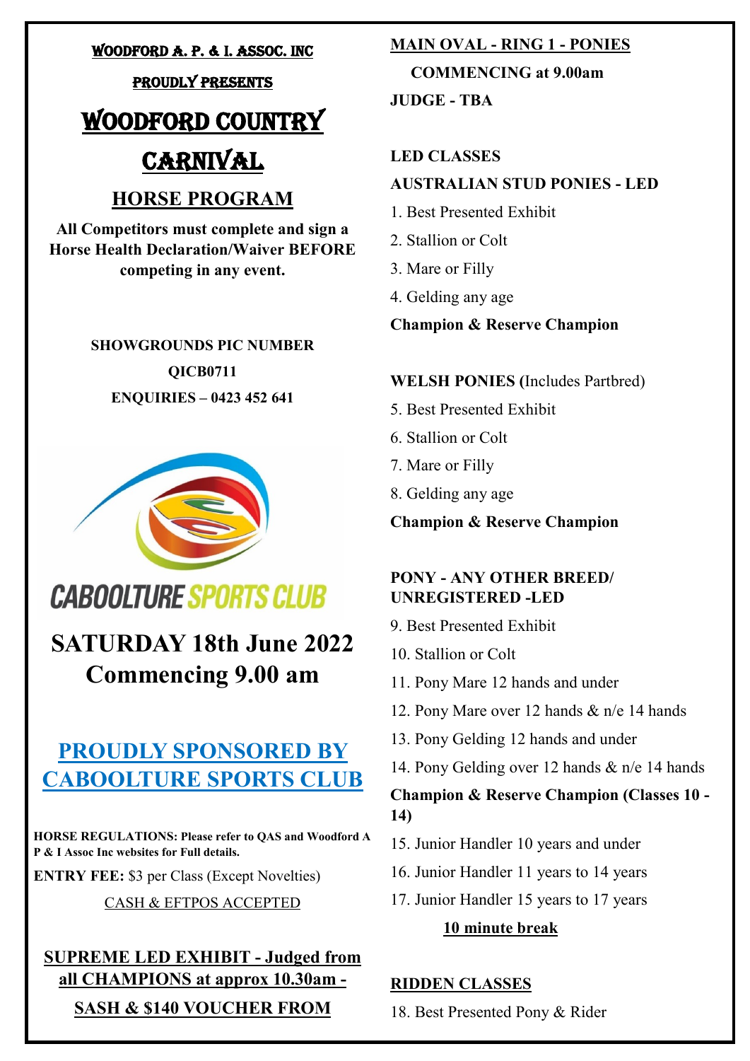**WOODFORD A. P. & I. ASSOC. INC**

**PROUDLY PRESENTS**

# WOODFORD COUNTRY CARNIVAL

## HORSE PROGRAM

**All Competitors must complete and sign a Horse Health Declaration/Waiver BEFORE competing in any event.**

**SHOWGROUNDS PIC NUMBER**

**QICB0711**

**ENQUIRIES – 0423 452 641**

CABOOLTURE SPORTS CLUB

## SATURDAY 18th June 2022
## Commencing 9.00 am

## PROUDLY SPONSORED BY CABOOLTURE SPORTS CLUB

**HORSE REGULATIONS: Please refer to QAS and Woodford A P & I Assoc Inc websites for Full details.**

**ENTRY FEE:** $3 per Class (Except Novelties)

CASH & EFTPOS ACCEPTED

**SUPREME LED EXHIBIT - Judged from all CHAMPIONS at approx 10.30am - SASH & $140 VOUCHER FROM**

**MAIN OVAL - RING 1 - PONIES**

**COMMENCING at 9.00am**

**JUDGE - TBA**

**LED CLASSES**

**AUSTRALIAN STUD PONIES - LED**

1. Best Presented Exhibit
2. Stallion or Colt
3. Mare or Filly
4. Gelding any age

**Champion & Reserve Champion**

**WELSH PONIES (**Includes Partbred)

5. Best Presented Exhibit
6. Stallion or Colt
7. Mare or Filly
8. Gelding any age

**Champion & Reserve Champion**

**PONY - ANY OTHER BREED/ UNREGISTERED -LED**

9. Best Presented Exhibit
10. Stallion or Colt
11. Pony Mare 12 hands and under
12. Pony Mare over 12 hands & n/e 14 hands
13. Pony Gelding 12 hands and under
14. Pony Gelding over 12 hands & n/e 14 hands

**Champion & Reserve Champion (Classes 10 - 14)**

15. Junior Handler 10 years and under
16. Junior Handler 11 years to 14 years
17. Junior Handler 15 years to 17 years

**10 minute break**

**RIDDEN CLASSES**

18. Best Presented Pony & Rider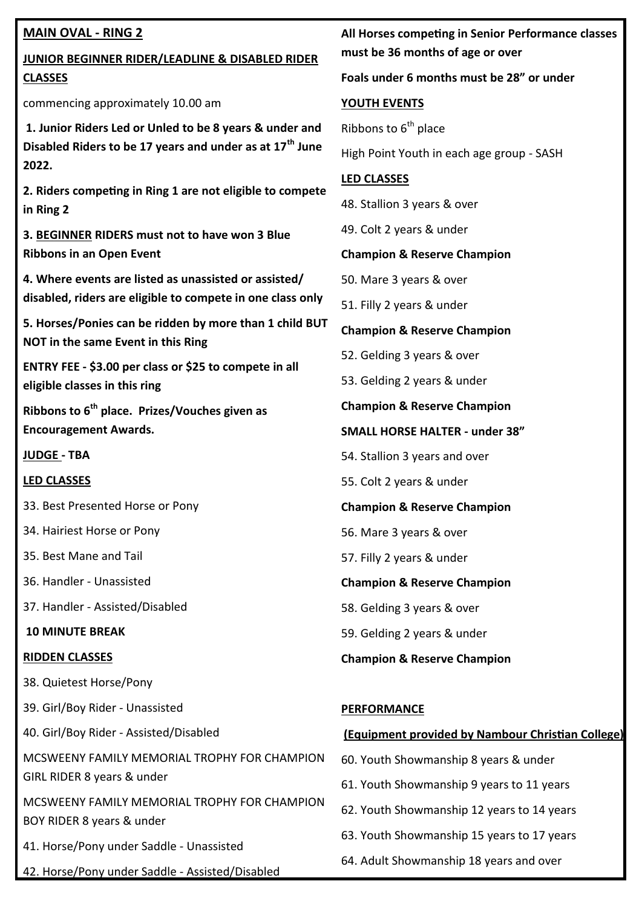## MAIN OVAL - RING 2

### JUNIOR BEGINNER RIDER/LEADLINE & DISABLED RIDER CLASSES

commencing approximately 10.00 am

**1. Junior Riders Led or Unled to be 8 years & under and Disabled Riders to be 17 years and under as at 17th June 2022.**

**2. Riders competing in Ring 1 are not eligible to compete in Ring 2**

**3. BEGINNER RIDERS must not to have won 3 Blue Ribbons in an Open Event**

**4. Where events are listed as unassisted or assisted/ disabled, riders are eligible to compete in one class only**

**5. Horses/Ponies can be ridden by more than 1 child BUT NOT in the same Event in this Ring**

**ENTRY FEE - $3.00 per class or $25 to compete in all eligible classes in this ring**

**Ribbons to 6th place. Prizes/Vouches given as Encouragement Awards.**

**JUDGE - TBA**

**LED CLASSES**

33. Best Presented Horse or Pony

34. Hairiest Horse or Pony

35. Best Mane and Tail

36. Handler - Unassisted

37. Handler - Assisted/Disabled

**10 MINUTE BREAK**

**RIDDEN CLASSES**

38. Quietest Horse/Pony

39. Girl/Boy Rider - Unassisted

40. Girl/Boy Rider - Assisted/Disabled

MCSWEENY FAMILY MEMORIAL TROPHY FOR CHAMPION GIRL RIDER 8 years & under

MCSWEENY FAMILY MEMORIAL TROPHY FOR CHAMPION BOY RIDER 8 years & under

41. Horse/Pony under Saddle - Unassisted

42. Horse/Pony under Saddle - Assisted/Disabled

**All Horses competing in Senior Performance classes must be 36 months of age or over**

**Foals under 6 months must be 28" or under**

**YOUTH EVENTS**

Ribbons to 6th place

High Point Youth in each age group - SASH

**LED CLASSES**

48. Stallion 3 years & over

49. Colt 2 years & under

**Champion & Reserve Champion**

50. Mare 3 years & over

51. Filly 2 years & under

**Champion & Reserve Champion**

52. Gelding 3 years & over

53. Gelding 2 years & under

**Champion & Reserve Champion**

**SMALL HORSE HALTER - under 38"**

54. Stallion 3 years and over

55. Colt 2 years & under

**Champion & Reserve Champion**

56. Mare 3 years & over

57. Filly 2 years & under

**Champion & Reserve Champion**

58. Gelding 3 years & over

59. Gelding 2 years & under

**Champion & Reserve Champion**

**PERFORMANCE**

**(Equipment provided by Nambour Christian College)**

60. Youth Showmanship 8 years & under

61. Youth Showmanship 9 years to 11 years

62. Youth Showmanship 12 years to 14 years

63. Youth Showmanship 15 years to 17 years

64. Adult Showmanship 18 years and over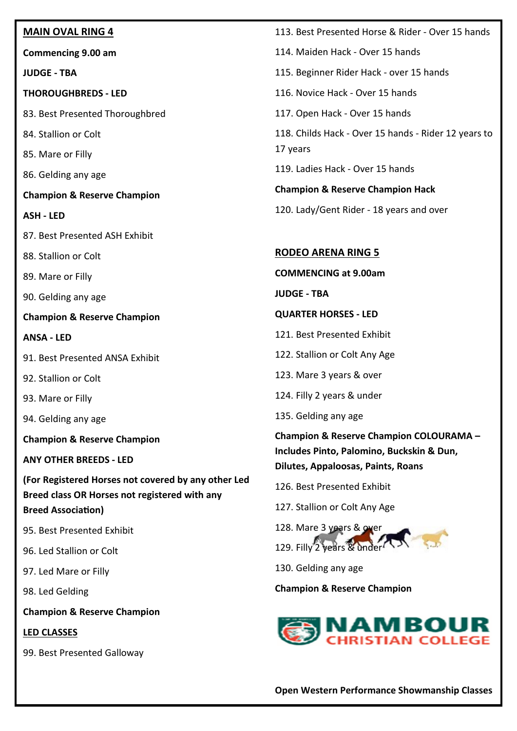## MAIN OVAL RING 4

**Commencing 9.00 am**

**JUDGE - TBA**

**THOROUGHBREDS - LED**

83. Best Presented Thoroughbred

84. Stallion or Colt

85. Mare or Filly

86. Gelding any age

**Champion & Reserve Champion**

**ASH - LED**

87. Best Presented ASH Exhibit

88. Stallion or Colt

89. Mare or Filly

90. Gelding any age

**Champion & Reserve Champion**

**ANSA - LED**

91. Best Presented ANSA Exhibit

92. Stallion or Colt

93. Mare or Filly

94. Gelding any age

**Champion & Reserve Champion**

**ANY OTHER BREEDS - LED**

**(For Registered Horses not covered by any other Led Breed class OR Horses not registered with any Breed Association)**

95. Best Presented Exhibit

96. Led Stallion or Colt

97. Led Mare or Filly

98. Led Gelding

**Champion & Reserve Champion**

**LED CLASSES**

99. Best Presented Galloway

113. Best Presented Horse & Rider - Over 15 hands

114. Maiden Hack - Over 15 hands

115. Beginner Rider Hack - over 15 hands

116. Novice Hack - Over 15 hands

117. Open Hack - Over 15 hands

118. Childs Hack - Over 15 hands - Rider 12 years to 17 years

119. Ladies Hack - Over 15 hands

**Champion & Reserve Champion Hack**

120. Lady/Gent Rider - 18 years and over

## RODEO ARENA RING 5

**COMMENCING at 9.00am**

**JUDGE - TBA**

**QUARTER HORSES - LED**

121. Best Presented Exhibit

122. Stallion or Colt Any Age

123. Mare 3 years & over

124. Filly 2 years & under

135. Gelding any age

**Champion & Reserve Champion COLOURAMA – Includes Pinto, Palomino, Buckskin & Dun, Dilutes, Appaloosas, Paints, Roans**

126. Best Presented Exhibit

127. Stallion or Colt Any Age

128. Mare 3 years & over

129. Filly 2 years & under

130. Gelding any age

**Champion & Reserve Champion**

NAMBOUR CHRISTIAN COLLEGE

**Open Western Performance Showmanship Classes**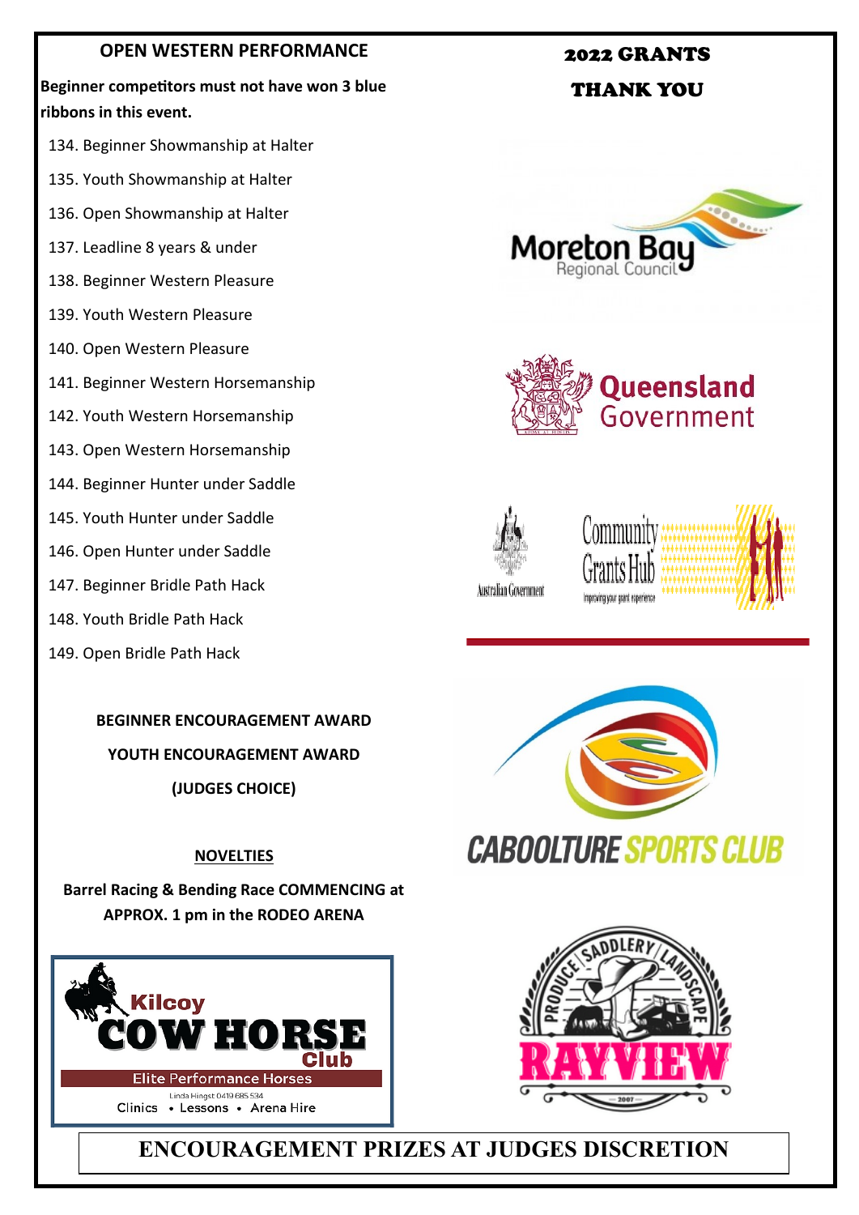## OPEN WESTERN PERFORMANCE

**Beginner competitors must not have won 3 blue ribbons in this event.**

134. Beginner Showmanship at Halter
135. Youth Showmanship at Halter
136. Open Showmanship at Halter
137. Leadline 8 years & under
138. Beginner Western Pleasure
139. Youth Western Pleasure
140. Open Western Pleasure
141. Beginner Western Horsemanship
142. Youth Western Horsemanship
143. Open Western Horsemanship
144. Beginner Hunter under Saddle
145. Youth Hunter under Saddle
146. Open Hunter under Saddle
147. Beginner Bridle Path Hack
148. Youth Bridle Path Hack
149. Open Bridle Path Hack

**BEGINNER ENCOURAGEMENT AWARD**

**YOUTH ENCOURAGEMENT AWARD**

**(JUDGES CHOICE)**

**NOVELTIES**

**Barrel Racing & Bending Race COMMENCING at APPROX. 1 pm in the RODEO ARENA**

Kilcoy COW HORSE Club

Elite Performance Horses

Linda Hingst 0419 685 534

Clinics • Lessons • Arena Hire

## 2022 GRANTS THANK YOU

Moreton Bay Regional Council

Queensland Government

Australian Government

Community Grants Hub

CABOOLTURE SPORTS CLUB

PRODUCE SADDLERY LANDSCAPE RAYVIEW 2007

**ENCOURAGEMENT PRIZES AT JUDGES DISCRETION**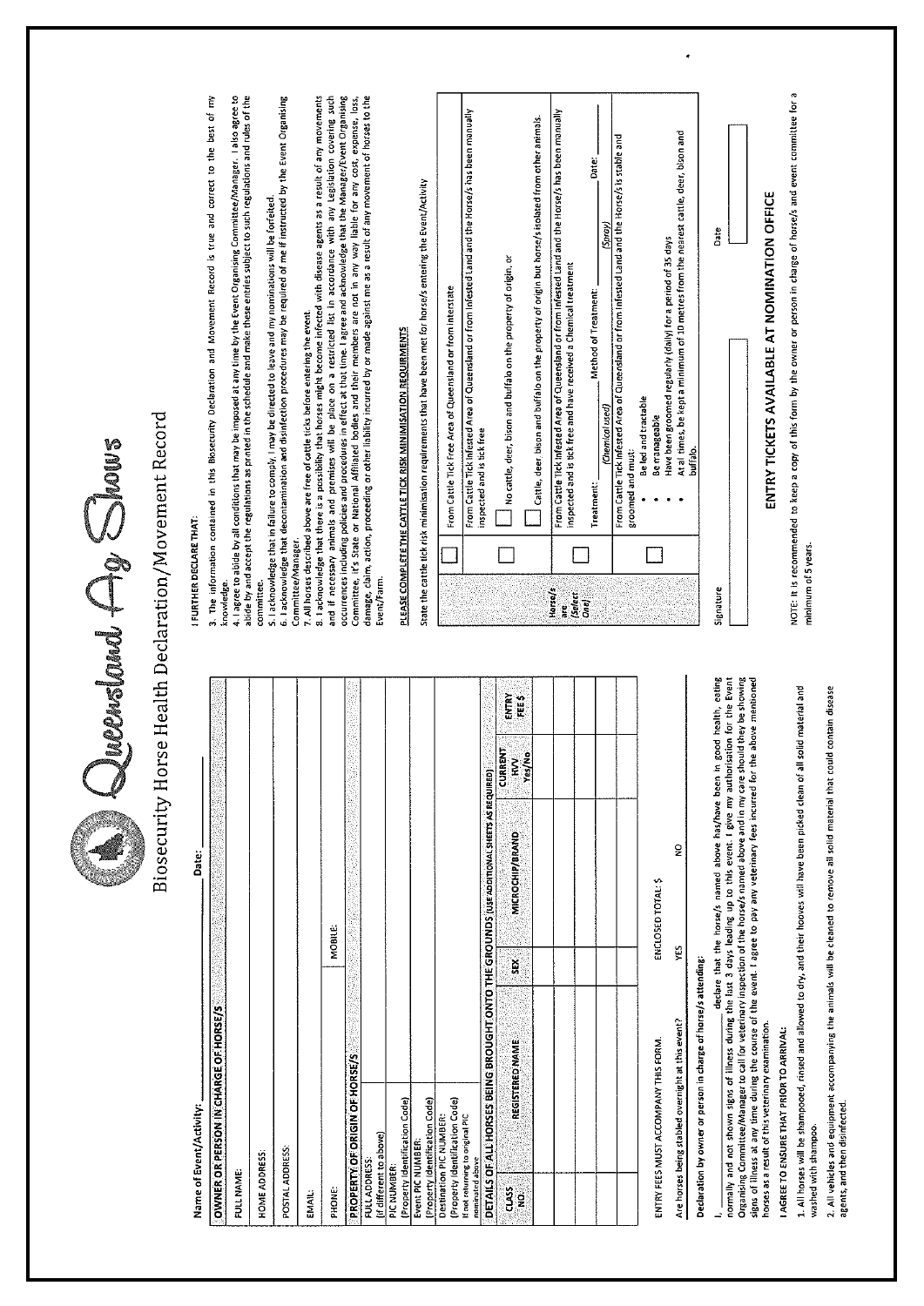# Queensland Ag Shows

## Biosecurity Horse Health Declaration/Movement Record

Name of Event/Activity: ______________________ Date: ______________

| OWNER OR PERSON IN CHARGE OF HORSE/S | |
|---|---|
| FULL NAME: | |
| HOME ADDRESS: | |
| POSTAL ADDRESS: | |
| EMAIL: | |
| PHONE: | MOBILE: |

| PROPERTY OF ORIGIN OF HORSE/S | |
|---|---|
| FULL ADDRESS: (if different to above) | |
| PIC NUMBER: (Property Identification Code) | |
| Event PIC NUMBER: (Property Identification Code) | |
| Destination PIC NUMBER: (Property Identification Code) If not returning to original PIC nominated above | |

**DETAILS OF ALL HORSES BEING BROUGHT ONTO THE GROUNDS (USE ADDITIONAL SHEETS AS REQUIRED)**

| CLASS NO. | REGISTERED NAME | SEX | MICROCHIP/BRAND | CURRENT HVV Yes/No | ENTRY FEE $ |
|---|---|---|---|---|---|
| | | | | | |
| | | | | | |
| | | | | | |
| | | | | | |
| | | | | | |

ENTRY FEES MUST ACCOMPANY THIS FORM. ENCLOSED TOTAL: $

Are horses being stabled overnight at this event? YES NO

**Declaration by owner or person in charge of horse/s attending:**

I, ______________ declare that the horse/s named above has/have been in good health, eating normally and not shown signs of illness during the last 3 days leading up to this event. I give my authorisation for the Event Organising Committee/Manager to call for veterinary inspection of the horse/s named above and in my care should they be showing signs of illness at any time during the course of the event. I agree to pay any veterinary fees incurred for the above mentioned horses as a result of this veterinary examination.

**I AGREE TO ENSURE THAT PRIOR TO ARRIVAL:**

1. All horses will be shampooed, rinsed and allowed to dry, and their hooves will have been picked clean of all solid material and washed with shampoo.
2. All vehicles and equipment accompanying the animals will be cleaned to remove all solid material that could contain disease agents, and then disinfected.

**I FURTHER DECLARE THAT:**

3. The information contained in this Biosecurity Declaration and Movement Record is true and correct to the best of my knowledge.
4. I agree to abide by all conditions that may be imposed at any time by the Event Organising Committee/Manager. I also agree to abide by and accept the regulations as printed in the schedule and make these entries subject to such regulations and rules of the committee.
5. I acknowledge that in failure to comply, I may be directed to leave and my nominations will be forfeited.
6. I acknowledge that decontamination and disinfection procedures may be required of me if instructed by the Event Organising Committee/Manager.
7. All horses described above are free of cattle ticks before entering the event.
8. I acknowledge that there is a possibility that horses might become infected with disease agents as a result of any movements and if necessary animals and premises will be place on a restricted list in accordance with any Legislation covering such occurrences including policies and procedures in effect at that time. I agree and acknowledge that the Manager/Event Organising Committee, it's State or National Affiliated bodies and their members are not in any way liable for any cost, expense, loss, damage, claim, action, proceeding or other liability incurred by or made against me as a result of any movement of horses to the Event/Farm.

**PLEASE COMPLETE THE CATTLE TICK RISK MINIMISATION REQUIREMENTS**

State the cattle tick risk minimisation requirements that have been met for horse/s entering the Event/Activity

| | | |
|---|---|---|
| Horse/s are (Select One) | ☐ | From Cattle Tick Free Area of Queensland or from interstate |
| | ☐ | From Cattle Tick Infested Area of Queensland or from Infested Land and the Horse/s has been manually inspected and is tick free<br>☐ No cattle, deer, bison and buffalo on the property of origin, or<br>☐ Cattle, deer, bison and buffalo on the property of origin but horse/s isolated from other animals. |
| | ☐ | From Cattle Tick Infested Area of Queensland or from Infested Land and the Horse/s has been manually inspected and is tick free and have received a Chemical treatment<br>Treatment: ________ (Chemical used) Method of Treatment: ________ (Spray) Date: ________ |
| | ☐ | From Cattle Tick Infested Area of Queensland or from Infested Land and the Horse/s is stable and groomed and must:<br>• Be led and tractable<br>• Be manageable<br>• Have been groomed regularly (daily) for a period of 35 days<br>• At all times, be kept a minimum of 10 metres from the nearest cattle, deer, bison and buffalo. |

Signature ______________________ Date ______________

### ENTRY TICKETS AVAILABLE AT NOMINATION OFFICE

NOTE: It is recommended to keep a copy of this form by the owner or person in charge of horse/s and event committee for a minimum of 5 years.